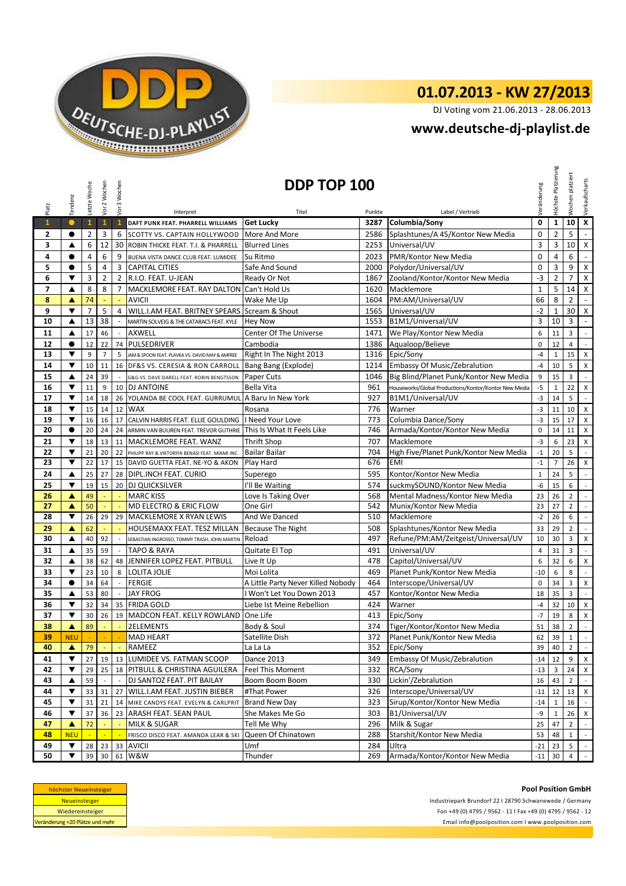DEUTSCHE-DJ-PLAYLIST

# 01.07.2013 - KW 27/2013

DJ Voting vom 21.06.2013 - 28.06.2013

## www.deutsche-dj-playlist.de

## DDP TOP 100

| Platz | Tendenz | Letzte Woche | Vor 2 Wochen | Vor 3 Wochen | Interpret | Titel | Punkte | Label / Vertrieb | Veränderung | Höchste Platzierung | Wochen platziert | Verkaufscharts |
|---|---|---|---|---|---|---|---|---|---|---|---|---|
| 1 | ● | 1 | 1 | 1 | DAFT PUNK FEAT. PHARRELL WILLIAMS | Get Lucky | 3287 | Columbia/Sony | 0 | 1 | 10 | X |
| 2 | ● | 2 | 3 | 6 | SCOTTY VS. CAPTAIN HOLLYWOOD | More And More | 2586 | Splashtunes/A 45/Kontor New Media | 0 | 2 | 5 | - |
| 3 | ▲ | 6 | 12 | 30 | ROBIN THICKE FEAT. T.I. & PHARRELL | Blurred Lines | 2253 | Universal/UV | 3 | 3 | 10 | X |
| 4 | ● | 4 | 6 | 9 | BUENA VISTA DANCE CLUB FEAT. LUMIDEE | Su Ritmo | 2023 | PMR/Kontor New Media | 0 | 4 | 6 | - |
| 5 | ● | 5 | 4 | 3 | CAPITAL CITIES | Safe And Sound | 2000 | Polydor/Universal/UV | 0 | 3 | 9 | X |
| 6 | ▼ | 3 | 2 | 2 | R.I.O. FEAT. U-JEAN | Ready Or Not | 1867 | Zooland/Kontor/Kontor New Media | -3 | 2 | 7 | X |
| 7 | ▲ | 8 | 8 | 7 | MACKLEMORE FEAT. RAY DALTON | Can't Hold Us | 1620 | Macklemore | 1 | 5 | 14 | X |
| 8 | ▲ | 74 | - | - | AVICII | Wake Me Up | 1604 | PM:AM/Universal/UV | 66 | 8 | 2 | - |
| 9 | ▼ | 7 | 5 | 4 | WILL.I.AM FEAT. BRITNEY SPEARS | Scream & Shout | 1565 | Universal/UV | -2 | 1 | 30 | X |
| 10 | ▲ | 13 | 38 | - | MARTIN SOLVEIG & THE CATARACS FEAT. KYLE | Hey Now | 1553 | B1M1/Universal/UV | 3 | 10 | 3 | - |
| 11 | ▲ | 17 | 46 | - | AXWELL | Center Of The Universe | 1471 | We Play/Kontor New Media | 6 | 11 | 3 | - |
| 12 | ● | 12 | 22 | 74 | PULSEDRIVER | Cambodia | 1386 | Aqualoop/Believe | 0 | 12 | 4 | - |
| 13 | ▼ | 9 | 7 | 5 | JAM & SPOON FEAT. PLAVKA VS. DAVID MAY & AMFREE | Right In The Night 2013 | 1316 | Epic/Sony | -4 | 1 | 15 | X |
| 14 | ▼ | 10 | 11 | 16 | DF&S VS. CERESIA & RON CARROLL | Bang Bang (Explode) | 1214 | Embassy Of Music/Zebralution | -4 | 10 | 5 | X |
| 15 | ▲ | 24 | 39 | - | G&G VS. DAVE DARELL FEAT. ROBIN BENGTSSON | Paper Cuts | 1046 | Big Blind/Planet Punk/Kontor New Media | 9 | 15 | 3 | - |
| 16 | ▼ | 11 | 9 | 10 | DJ ANTOINE | Bella Vita | 961 | Houseworks/Global Productions/Kontor/Kontor New Media | -5 | 1 | 22 | X |
| 17 | ▼ | 14 | 18 | 26 | YOLANDA BE COOL FEAT. GURRUMUL | A Baru In New York | 927 | B1M1/Universal/UV | -3 | 14 | 5 | - |
| 18 | ▼ | 15 | 14 | 12 | WAX | Rosana | 776 | Warner | -3 | 11 | 10 | X |
| 19 | ▼ | 16 | 16 | 17 | CALVIN HARRIS FEAT. ELLIE GOULDING | I Need Your Love | 773 | Columbia Dance/Sony | -3 | 15 | 17 | X |
| 20 | ● | 20 | 24 | 24 | ARMIN VAN BUUREN FEAT. TREVOR GUTHRIE | This Is What It Feels Like | 746 | Armada/Kontor/Kontor New Media | 0 | 14 | 11 | X |
| 21 | ▼ | 18 | 13 | 11 | MACKLEMORE FEAT. WANZ | Thrift Shop | 707 | Macklemore | -3 | 6 | 23 | X |
| 22 | ▼ | 21 | 20 | 22 | PHILIPP RAY & VIKTORIYA BENASI FEAT. MIAMI INC. | Bailar Bailar | 704 | High Five/Planet Punk/Kontor New Media | -1 | 20 | 5 | - |
| 23 | ▼ | 22 | 17 | 15 | DAVID GUETTA FEAT. NE-YO & AKON | Play Hard | 676 | EMI | -1 | 7 | 26 | X |
| 24 | ▲ | 25 | 27 | 28 | DIPL.INCH FEAT. CURIO | Superego | 595 | Kontor/Kontor New Media | 1 | 24 | 5 | - |
| 25 | ▼ | 19 | 15 | 20 | DJ QUICKSILVER | I'll Be Waiting | 574 | suckmySOUND/Kontor New Media | -6 | 15 | 6 | - |
| 26 | ▲ | 49 | - | - | MARC KISS | Love Is Taking Over | 568 | Mental Madness/Kontor New Media | 23 | 26 | 2 | - |
| 27 | ▲ | 50 | - | - | MD ELECTRO & ERIC FLOW | One Girl | 542 | Munix/Kontor New Media | 23 | 27 | 2 | - |
| 28 | ▼ | 26 | 29 | 29 | MACKLEMORE X RYAN LEWIS | And We Danced | 510 | Macklemore | -2 | 26 | 6 | - |
| 29 | ▲ | 62 | - | - | HOUSEMAXX FEAT. TESZ MILLAN | Because The Night | 508 | Splashtunes/Kontor New Media | 33 | 29 | 2 | - |
| 30 | ▲ | 40 | 92 | - | SEBASTIAN INGROSSO, TOMMY TRASH, JOHN MARTIN | Reload | 497 | Refune/PM:AM/Zeitgeist/Universal/UV | 10 | 30 | 3 | X |
| 31 | ▲ | 35 | 59 | - | TAPO & RAYA | Quitate El Top | 491 | Universal/UV | 4 | 31 | 3 | - |
| 32 | ▲ | 38 | 62 | 48 | JENNIFER LOPEZ FEAT. PITBULL | Live It Up | 478 | Capitol/Universal/UV | 6 | 32 | 6 | X |
| 33 | ▼ | 23 | 10 | 8 | LOLITA JOLIE | Moi Lolita | 469 | Planet Punk/Kontor New Media | -10 | 6 | 8 | - |
| 34 | ● | 34 | 64 | - | FERGIE | A Little Party Never Killed Nobody | 464 | Interscope/Universal/UV | 0 | 34 | 3 | X |
| 35 | ▲ | 53 | 80 | - | JAY FROG | I Won't Let You Down 2013 | 457 | Kontor/Kontor New Media | 18 | 35 | 3 | - |
| 36 | ▼ | 32 | 34 | 35 | FRIDA GOLD | Liebe Ist Meine Rebellion | 424 | Warner | -4 | 32 | 10 | X |
| 37 | ▼ | 30 | 26 | 19 | MADCON FEAT. KELLY ROWLAND | One Life | 413 | Epic/Sony | -7 | 19 | 8 | X |
| 38 | ▲ | 89 | - | - | 2ELEMENTS | Body & Soul | 374 | Tiger/Kontor/Kontor New Media | 51 | 38 | 2 | - |
| 39 | NEU | - | - | - | MAD HEART | Satellite Dish | 372 | Planet Punk/Kontor New Media | 62 | 39 | 1 | - |
| 40 | ▲ | 79 | - | - | RAMEEZ | La La La | 352 | Epic/Sony | 39 | 40 | 2 | - |
| 41 | ▼ | 27 | 19 | 13 | LUMIDEE VS. FATMAN SCOOP | Dance 2013 | 349 | Embassy Of Music/Zebralution | -14 | 12 | 9 | X |
| 42 | ▼ | 29 | 25 | 18 | PITBULL & CHRISTINA AGUILERA | Feel This Moment | 332 | RCA/Sony | -13 | 3 | 24 | X |
| 43 | ▲ | 59 | - | - | DJ SANTOZ FEAT. PIT BAILAY | Boom Boom Boom | 330 | Lickin'/Zebralution | 16 | 43 | 2 | - |
| 44 | ▼ | 33 | 31 | 27 | WILL.I.AM FEAT. JUSTIN BIEBER | #That Power | 326 | Interscope/Universal/UV | -11 | 12 | 13 | X |
| 45 | ▼ | 31 | 21 | 14 | MIKE CANDYS FEAT. EVELYN & CARLPRIT | Brand New Day | 323 | Sirup/Kontor/Kontor New Media | -14 | 1 | 16 | - |
| 46 | ▼ | 37 | 36 | 23 | ARASH FEAT. SEAN PAUL | She Makes Me Go | 303 | B1/Universal/UV | -9 | 1 | 26 | X |
| 47 | ▲ | 72 | - | - | MILK & SUGAR | Tell Me Why | 296 | Milk & Sugar | 25 | 47 | 2 | - |
| 48 | NEU | - | - | - | FRISCO DISCO FEAT. AMANDA LEAR & SKI | Queen Of Chinatown | 288 | Starshit/Kontor New Media | 53 | 48 | 1 | - |
| 49 | ▼ | 28 | 23 | 33 | AVICII | Umf | 284 | Ultra | -21 | 23 | 5 | - |
| 50 | ▼ | 39 | 30 | 61 | W&W | Thunder | 269 | Armada/Kontor/Kontor New Media | -11 | 30 | 4 | - |

höchster Neueinsteiger
Neueinsteiger
Wiedereinsteiger
Veränderung +20 Plätze und mehr

**Pool Position GmbH**

Industriepark Brundorf 22 I 28790 Schwanewede / Germany
Fon +49 (0) 4795 / 9562 - 11 I Fax +49 (0) 4795 / 9562 - 12
Email info@poolposition.com I www.poolposition.com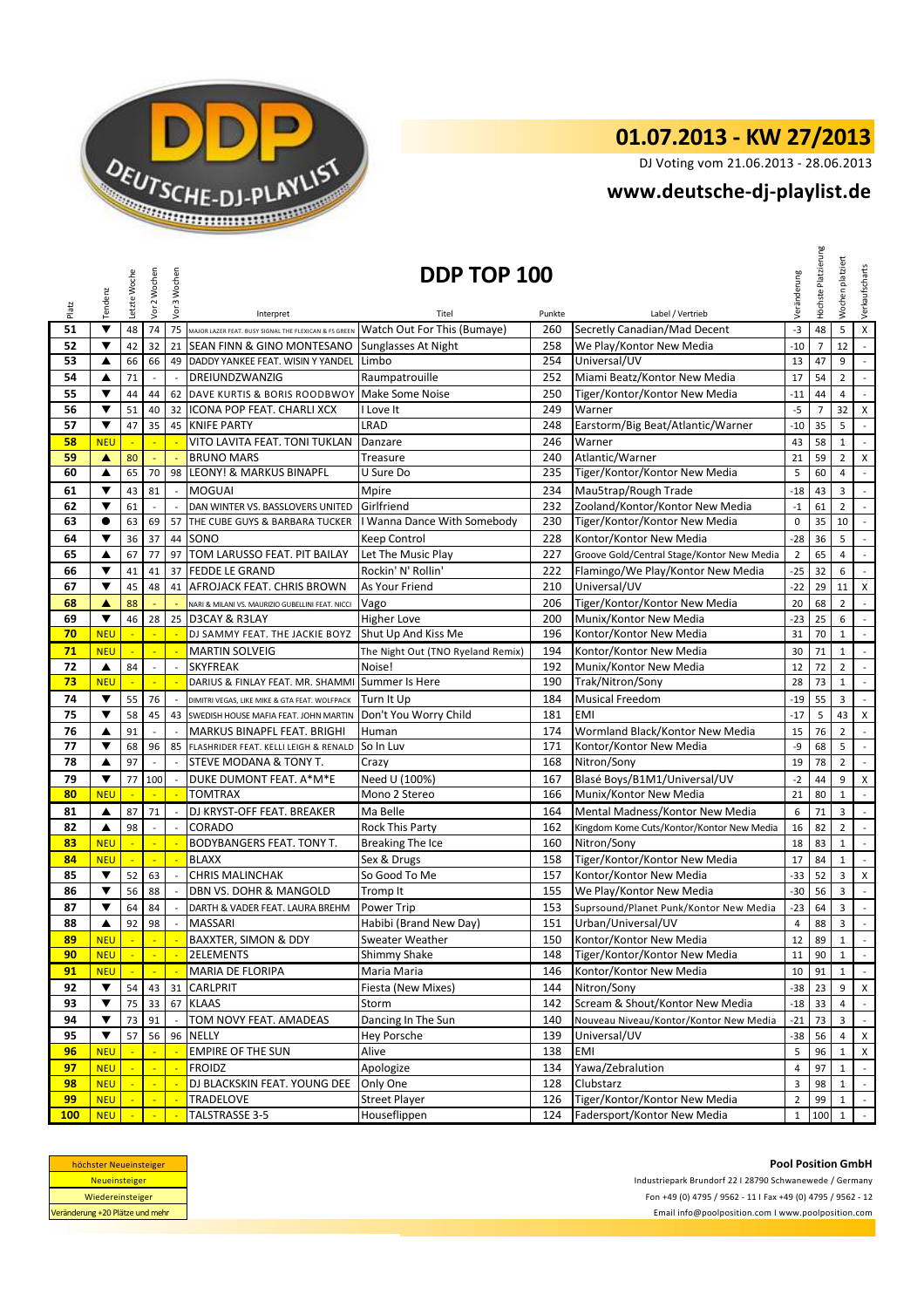# 01.07.2013 - KW 27/2013

DJ Voting vom 21.06.2013 - 28.06.2013

## www.deutsche-dj-playlist.de

## DDP TOP 100

| Platz | Tendenz | Letzte Woche | Vor 2 Wochen | Vor 3 Wochen | Interpret | Titel | Punkte | Label / Vertrieb | Veränderung | Höchste Platzierung | Wochen platziert | Verkaufscharts |
|---|---|---|---|---|---|---|---|---|---|---|---|---|
| 51 | ▼ | 48 | 74 | 75 | MAJOR LAZER FEAT. BUSY SIGNAL THE FLEXICAN & FS GREEN | Watch Out For This (Bumaye) | 260 | Secretly Canadian/Mad Decent | -3 | 48 | 5 | X |
| 52 | ▼ | 42 | 32 | 21 | SEAN FINN & GINO MONTESANO | Sunglasses At Night | 258 | We Play/Kontor New Media | -10 | 7 | 12 | - |
| 53 | ▲ | 66 | 66 | 49 | DADDY YANKEE FEAT. WISIN Y YANDEL | Limbo | 254 | Universal/UV | 13 | 47 | 9 | - |
| 54 | ▲ | 71 | - | - | DREIUNDZWANZIG | Raumpatrouille | 252 | Miami Beatz/Kontor New Media | 17 | 54 | 2 | - |
| 55 | ▼ | 44 | 44 | 62 | DAVE KURTIS & BORIS ROODBWOY | Make Some Noise | 250 | Tiger/Kontor/Kontor New Media | -11 | 44 | 4 | - |
| 56 | ▼ | 51 | 40 | 32 | ICONA POP FEAT. CHARLI XCX | I Love It | 249 | Warner | -5 | 7 | 32 | X |
| 57 | ▼ | 47 | 35 | 45 | KNIFE PARTY | LRAD | 248 | Earstorm/Big Beat/Atlantic/Warner | -10 | 35 | 5 | - |
| 58 | NEU | - | - | - | VITO LAVITA FEAT. TONI TUKLAN | Danzare | 246 | Warner | 43 | 58 | 1 | - |
| 59 | ▲ | 80 | - | - | BRUNO MARS | Treasure | 240 | Atlantic/Warner | 21 | 59 | 2 | X |
| 60 | ▲ | 65 | 70 | 98 | LEONY! & MARKUS BINAPFL | U Sure Do | 235 | Tiger/Kontor/Kontor New Media | 5 | 60 | 4 | - |
| 61 | ▼ | 43 | 81 | - | MOGUAI | Mpire | 234 | Mau5trap/Rough Trade | -18 | 43 | 3 | - |
| 62 | ▼ | 61 | - | - | DAN WINTER VS. BASSLOVERS UNITED | Girlfriend | 232 | Zooland/Kontor/Kontor New Media | -1 | 61 | 2 | - |
| 63 | ● | 63 | 69 | 57 | THE CUBE GUYS & BARBARA TUCKER | I Wanna Dance With Somebody | 230 | Tiger/Kontor/Kontor New Media | 0 | 35 | 10 | - |
| 64 | ▼ | 36 | 37 | 44 | SONO | Keep Control | 228 | Kontor/Kontor New Media | -28 | 36 | 5 | - |
| 65 | ▲ | 67 | 77 | 97 | TOM LARUSSO FEAT. PIT BAILAY | Let The Music Play | 227 | Groove Gold/Central Stage/Kontor New Media | 2 | 65 | 4 | - |
| 66 | ▼ | 41 | 41 | 37 | FEDDE LE GRAND | Rockin' N' Rollin' | 222 | Flamingo/We Play/Kontor New Media | -25 | 32 | 6 | - |
| 67 | ▼ | 45 | 48 | 41 | AFROJACK FEAT. CHRIS BROWN | As Your Friend | 210 | Universal/UV | -22 | 29 | 11 | X |
| 68 | ▲ | 88 | - | - | NARI & MILANI VS. MAURIZIO GUBELLINI FEAT. NICCI | Vago | 206 | Tiger/Kontor/Kontor New Media | 20 | 68 | 2 | - |
| 69 | ▼ | 46 | 28 | 25 | D3CAY & R3LAY | Higher Love | 200 | Munix/Kontor New Media | -23 | 25 | 6 | - |
| 70 | NEU | - | - | - | DJ SAMMY FEAT. THE JACKIE BOYZ | Shut Up And Kiss Me | 196 | Kontor/Kontor New Media | 31 | 70 | 1 | - |
| 71 | NEU | - | - | - | MARTIN SOLVEIG | The Night Out (TNO Ryeland Remix) | 194 | Kontor/Kontor New Media | 30 | 71 | 1 | - |
| 72 | ▲ | 84 | - | - | SKYFREAK | Noise! | 192 | Munix/Kontor New Media | 12 | 72 | 2 | - |
| 73 | NEU | - | - | - | DARIUS & FINLAY FEAT. MR. SHAMMI | Summer Is Here | 190 | Trak/Nitron/Sony | 28 | 73 | 1 | - |
| 74 | ▼ | 55 | 76 | - | DIMITRI VEGAS, LIKE MIKE & GTA FEAT. WOLFPACK | Turn It Up | 184 | Musical Freedom | -19 | 55 | 3 | - |
| 75 | ▼ | 58 | 45 | 43 | SWEDISH HOUSE MAFIA FEAT. JOHN MARTIN | Don't You Worry Child | 181 | EMI | -17 | 5 | 43 | X |
| 76 | ▲ | 91 | - | - | MARKUS BINAPFL FEAT. BRIGHI | Human | 174 | Wormland Black/Kontor New Media | 15 | 76 | 2 | - |
| 77 | ▼ | 68 | 96 | 85 | FLASHRIDER FEAT. KELLI LEIGH & RENALD | So In Luv | 171 | Kontor/Kontor New Media | -9 | 68 | 5 | - |
| 78 | ▲ | 97 | - | - | STEVE MODANA & TONY T. | Crazy | 168 | Nitron/Sony | 19 | 78 | 2 | - |
| 79 | ▼ | 77 | 100 | - | DUKE DUMONT FEAT. A*M*E | Need U (100%) | 167 | Blasé Boys/B1M1/Universal/UV | -2 | 44 | 9 | X |
| 80 | NEU | - | - | - | TOMTRAX | Mono 2 Stereo | 166 | Munix/Kontor New Media | 21 | 80 | 1 | - |
| 81 | ▲ | 87 | 71 | - | DJ KRYST-OFF FEAT. BREAKER | Ma Belle | 164 | Mental Madness/Kontor New Media | 6 | 71 | 3 | - |
| 82 | ▲ | 98 | - | - | CORADO | Rock This Party | 162 | Kingdom Kome Cuts/Kontor/Kontor New Media | 16 | 82 | 2 | - |
| 83 | NEU | - | - | - | BODYBANGERS FEAT. TONY T. | Breaking The Ice | 160 | Nitron/Sony | 18 | 83 | 1 | - |
| 84 | NEU | - | - | - | BLAXX | Sex & Drugs | 158 | Tiger/Kontor/Kontor New Media | 17 | 84 | 1 | - |
| 85 | ▼ | 52 | 63 | - | CHRIS MALINCHAK | So Good To Me | 157 | Kontor/Kontor New Media | -33 | 52 | 3 | X |
| 86 | ▼ | 56 | 88 | - | DBN VS. DOHR & MANGOLD | Tromp It | 155 | We Play/Kontor New Media | -30 | 56 | 3 | - |
| 87 | ▼ | 64 | 84 | - | DARTH & VADER FEAT. LAURA BREHM | Power Trip | 153 | Suprsound/Planet Punk/Kontor New Media | -23 | 64 | 3 | - |
| 88 | ▲ | 92 | 98 | - | MASSARI | Habibi (Brand New Day) | 151 | Urban/Universal/UV | 4 | 88 | 3 | - |
| 89 | NEU | - | - | - | BAXXTER, SIMON & DDY | Sweater Weather | 150 | Kontor/Kontor New Media | 12 | 89 | 1 | - |
| 90 | NEU | - | - | - | 2ELEMENTS | Shimmy Shake | 148 | Tiger/Kontor/Kontor New Media | 11 | 90 | 1 | - |
| 91 | NEU | - | - | - | MARIA DE FLORIPA | Maria Maria | 146 | Kontor/Kontor New Media | 10 | 91 | 1 | - |
| 92 | ▼ | 54 | 43 | 31 | CARLPRIT | Fiesta (New Mixes) | 144 | Nitron/Sony | -38 | 23 | 9 | X |
| 93 | ▼ | 75 | 33 | 67 | KLAAS | Storm | 142 | Scream & Shout/Kontor New Media | -18 | 33 | 4 | - |
| 94 | ▼ | 73 | 91 | - | TOM NOVY FEAT. AMADEAS | Dancing In The Sun | 140 | Nouveau Niveau/Kontor/Kontor New Media | -21 | 73 | 3 | - |
| 95 | ▼ | 57 | 56 | 96 | NELLY | Hey Porsche | 139 | Universal/UV | -38 | 56 | 4 | X |
| 96 | NEU | - | - | - | EMPIRE OF THE SUN | Alive | 138 | EMI | 5 | 96 | 1 | X |
| 97 | NEU | - | - | - | FROIDZ | Apologize | 134 | Yawa/Zebralution | 4 | 97 | 1 | - |
| 98 | NEU | - | - | - | DJ BLACKSKIN FEAT. YOUNG DEE | Only One | 128 | Clubstarz | 3 | 98 | 1 | - |
| 99 | NEU | - | - | - | TRADELOVE | Street Player | 126 | Tiger/Kontor/Kontor New Media | 2 | 99 | 1 | - |
| 100 | NEU | - | - | - | TALSTRASSE 3-5 | Houseflippen | 124 | Fadersport/Kontor New Media | 1 | 100 | 1 | - |

höchster Neueinsteiger
Neueinsteiger
Wiedereinsteiger
Veränderung +20 Plätze und mehr

**Pool Position GmbH**
Industriepark Brundorf 22 I 28790 Schwanewede / Germany
Fon +49 (0) 4795 / 9562 - 11 I Fax +49 (0) 4795 / 9562 - 12
Email info@poolposition.com I www.poolposition.com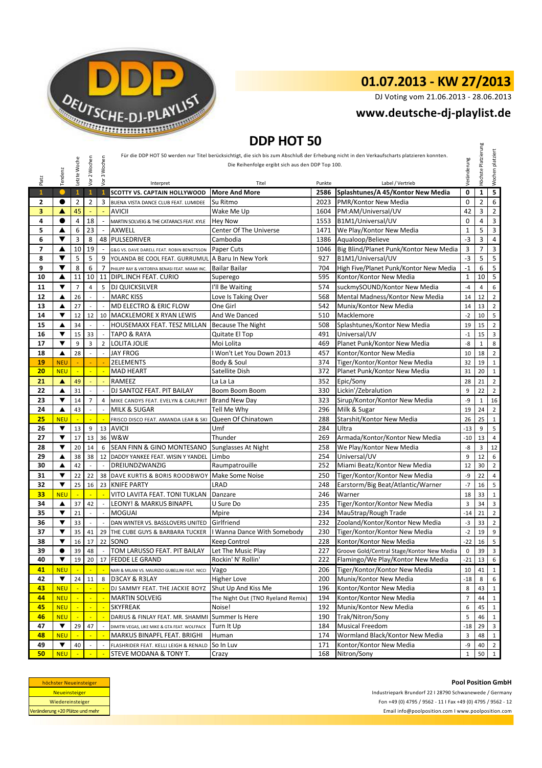# 01.07.2013 - KW 27/2013

DJ Voting vom 21.06.2013 - 28.06.2013

## www.deutsche-dj-playlist.de

## DDP HOT 50

Für die DDP HOT 50 werden nur Titel berücksichtigt, die sich bis zum Abschluß der Erhebung nicht in den Verkaufscharts platzieren konnten.
Die Reihenfolge ergibt sich aus den DDP Top 100.

| Platz | Tendenz | Letzte Woche | Vor 2 Wochen | Vor 3 Wochen | Interpret | Titel | Punkte | Label / Vertrieb | Veränderung | Höchste Platzierung | Wochen platziert |
|---|---|---|---|---|---|---|---|---|---|---|---|
| 1 | ● | 1 | 1 | 1 | SCOTTY VS. CAPTAIN HOLLYWOOD | More And More | 2586 | Splashtunes/A 45/Kontor New Media | 0 | 1 | 5 |
| 2 | ● | 2 | 2 | 3 | BUENA VISTA DANCE CLUB FEAT. LUMIDEE | Su Ritmo | 2023 | PMR/Kontor New Media | 0 | 2 | 6 |
| 3 | ▲ | 45 | - | - | AVICII | Wake Me Up | 1604 | PM:AM/Universal/UV | 42 | 3 | 2 |
| 4 | ● | 4 | 18 | - | MARTIN SOLVEIG & THE CATARACS FEAT. KYLE | Hey Now | 1553 | B1M1/Universal/UV | 0 | 4 | 3 |
| 5 | ▲ | 6 | 23 | - | AXWELL | Center Of The Universe | 1471 | We Play/Kontor New Media | 1 | 5 | 3 |
| 6 | ▼ | 3 | 8 | 48 | PULSEDRIVER | Cambodia | 1386 | Aqualoop/Believe | -3 | 3 | 4 |
| 7 | ▲ | 10 | 19 | - | G&G VS. DAVE DARELL FEAT. ROBIN BENGTSSON | Paper Cuts | 1046 | Big Blind/Planet Punk/Kontor New Media | 3 | 7 | 3 |
| 8 | ▼ | 5 | 5 | 9 | YOLANDA BE COOL FEAT. GURRUMUL | A Baru In New York | 927 | B1M1/Universal/UV | -3 | 5 | 5 |
| 9 | ▼ | 8 | 6 | 7 | PHILIPP RAY & VIKTORIYA BENASI FEAT. MIAMI INC. | Bailar Bailar | 704 | High Five/Planet Punk/Kontor New Media | -1 | 6 | 5 |
| 10 | ▲ | 11 | 10 | 11 | DIPL.INCH FEAT. CURIO | Superego | 595 | Kontor/Kontor New Media | 1 | 10 | 5 |
| 11 | ▼ | 7 | 4 | 5 | DJ QUICKSILVER | I'll Be Waiting | 574 | suckmySOUND/Kontor New Media | -4 | 4 | 6 |
| 12 | ▲ | 26 | - | - | MARC KISS | Love Is Taking Over | 568 | Mental Madness/Kontor New Media | 14 | 12 | 2 |
| 13 | ▲ | 27 | - | - | MD ELECTRO & ERIC FLOW | One Girl | 542 | Munix/Kontor New Media | 14 | 13 | 2 |
| 14 | ▼ | 12 | 12 | 10 | MACKLEMORE X RYAN LEWIS | And We Danced | 510 | Macklemore | -2 | 10 | 5 |
| 15 | ▲ | 34 | - | - | HOUSEMAXX FEAT. TESZ MILLAN | Because The Night | 508 | Splashtunes/Kontor New Media | 19 | 15 | 2 |
| 16 | ▼ | 15 | 33 | - | TAPO & RAYA | Quitate El Top | 491 | Universal/UV | -1 | 15 | 3 |
| 17 | ▼ | 9 | 3 | 2 | LOLITA JOLIE | Moi Lolita | 469 | Planet Punk/Kontor New Media | -8 | 1 | 8 |
| 18 | ▲ | 28 | - | - | JAY FROG | I Won't Let You Down 2013 | 457 | Kontor/Kontor New Media | 10 | 18 | 2 |
| 19 | NEU | - | - | - | 2ELEMENTS | Body & Soul | 374 | Tiger/Kontor/Kontor New Media | 32 | 19 | 1 |
| 20 | NEU | - | - | - | MAD HEART | Satellite Dish | 372 | Planet Punk/Kontor New Media | 31 | 20 | 1 |
| 21 | ▲ | 49 | - | - | RAMEEZ | La La La | 352 | Epic/Sony | 28 | 21 | 2 |
| 22 | ▲ | 31 | - | - | DJ SANTOZ FEAT. PIT BAILAY | Boom Boom Boom | 330 | Lickin'/Zebralution | 9 | 22 | 2 |
| 23 | ▼ | 14 | 7 | 4 | MIKE CANDYS FEAT. EVELYN & CARLPRIT | Brand New Day | 323 | Sirup/Kontor/Kontor New Media | -9 | 1 | 16 |
| 24 | ▲ | 43 | - | - | MILK & SUGAR | Tell Me Why | 296 | Milk & Sugar | 19 | 24 | 2 |
| 25 | NEU | - | - | - | FRISCO DISCO FEAT. AMANDA LEAR & SKI | Queen Of Chinatown | 288 | Starshit/Kontor New Media | 26 | 25 | 1 |
| 26 | ▼ | 13 | 9 | 13 | AVICII | Umf | 284 | Ultra | -13 | 9 | 5 |
| 27 | ▼ | 17 | 13 | 36 | W&W | Thunder | 269 | Armada/Kontor/Kontor New Media | -10 | 13 | 4 |
| 28 | ▼ | 20 | 14 | 6 | SEAN FINN & GINO MONTESANO | Sunglasses At Night | 258 | We Play/Kontor New Media | -8 | 3 | 12 |
| 29 | ▲ | 38 | 38 | 12 | DADDY YANKEE FEAT. WISIN Y YANDEL | Limbo | 254 | Universal/UV | 9 | 12 | 6 |
| 30 | ▲ | 42 | - | - | DREIUNDZWANZIG | Raumpatrouille | 252 | Miami Beatz/Kontor New Media | 12 | 30 | 2 |
| 31 | ▼ | 22 | 22 | 38 | DAVE KURTIS & BORIS ROODBWOY | Make Some Noise | 250 | Tiger/Kontor/Kontor New Media | -9 | 22 | 4 |
| 32 | ▼ | 25 | 16 | 23 | KNIFE PARTY | LRAD | 248 | Earstorm/Big Beat/Atlantic/Warner | -7 | 16 | 5 |
| 33 | NEU | - | - | - | VITO LAVITA FEAT. TONI TUKLAN | Danzare | 246 | Warner | 18 | 33 | 1 |
| 34 | ▲ | 37 | 42 | - | LEONY! & MARKUS BINAPFL | U Sure Do | 235 | Tiger/Kontor/Kontor New Media | 3 | 34 | 3 |
| 35 | ▼ | 21 | - | - | MOGUAI | Mpire | 234 | Mau5trap/Rough Trade | -14 | 21 | 2 |
| 36 | ▼ | 33 | - | - | DAN WINTER VS. BASSLOVERS UNITED | Girlfriend | 232 | Zooland/Kontor/Kontor New Media | -3 | 33 | 2 |
| 37 | ▼ | 35 | 41 | 29 | THE CUBE GUYS & BARBARA TUCKER | I Wanna Dance With Somebody | 230 | Tiger/Kontor/Kontor New Media | -2 | 19 | 9 |
| 38 | ▼ | 16 | 17 | 22 | SONO | Keep Control | 228 | Kontor/Kontor New Media | -22 | 16 | 5 |
| 39 | ● | 39 | 48 | - | TOM LARUSSO FEAT. PIT BAILAY | Let The Music Play | 227 | Groove Gold/Central Stage/Kontor New Media | 0 | 39 | 3 |
| 40 | ▼ | 19 | 20 | 17 | FEDDE LE GRAND | Rockin' N' Rollin' | 222 | Flamingo/We Play/Kontor New Media | -21 | 13 | 6 |
| 41 | NEU | - | - | - | NARI & MILANI VS. MAURIZIO GUBELLINI FEAT. NICCI | Vago | 206 | Tiger/Kontor/Kontor New Media | 10 | 41 | 1 |
| 42 | ▼ | 24 | 11 | 8 | D3CAY & R3LAY | Higher Love | 200 | Munix/Kontor New Media | -18 | 8 | 6 |
| 43 | NEU | - | - | - | DJ SAMMY FEAT. THE JACKIE BOYZ | Shut Up And Kiss Me | 196 | Kontor/Kontor New Media | 8 | 43 | 1 |
| 44 | NEU | - | - | - | MARTIN SOLVEIG | The Night Out (TNO Ryeland Remix) | 194 | Kontor/Kontor New Media | 7 | 44 | 1 |
| 45 | NEU | - | - | - | SKYFREAK | Noise! | 192 | Munix/Kontor New Media | 6 | 45 | 1 |
| 46 | NEU | - | - | - | DARIUS & FINLAY FEAT. MR. SHAMMI | Summer Is Here | 190 | Trak/Nitron/Sony | 5 | 46 | 1 |
| 47 | ▼ | 29 | 47 | - | DIMITRI VEGAS, LIKE MIKE & GTA FEAT. WOLFPACK | Turn It Up | 184 | Musical Freedom | -18 | 29 | 3 |
| 48 | NEU | - | - | - | MARKUS BINAPFL FEAT. BRIGHI | Human | 174 | Wormland Black/Kontor New Media | 3 | 48 | 1 |
| 49 | ▼ | 40 | - | - | FLASHRIDER FEAT. KELLI LEIGH & RENALD | So In Luv | 171 | Kontor/Kontor New Media | -9 | 40 | 2 |
| 50 | NEU | - | - | - | STEVE MODANA & TONY T. | Crazy | 168 | Nitron/Sony | 1 | 50 | 1 |

höchster Neueinsteiger
Neueinsteiger
Wiedereinsteiger
Veränderung +20 Plätze und mehr

**Pool Position GmbH**

Industriepark Brundorf 22 I 28790 Schwanewede / Germany
Fon +49 (0) 4795 / 9562 - 11 I Fax +49 (0) 4795 / 9562 - 12
Email info@poolposition.com I www.poolposition.com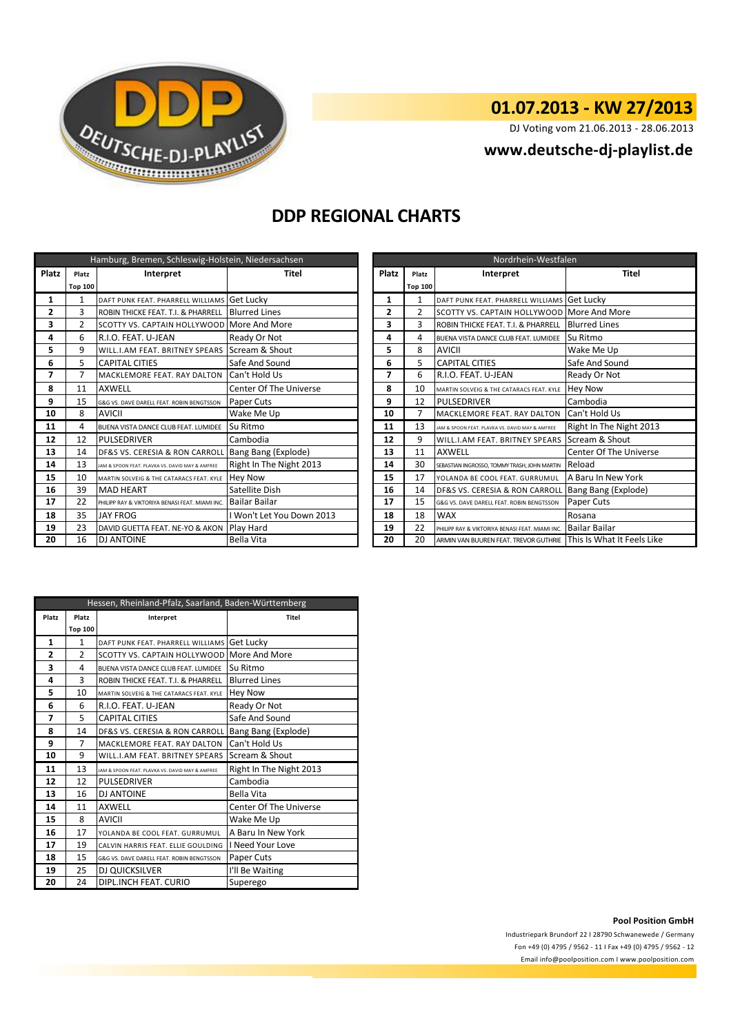# 01.07.2013 - KW 27/2013

DJ Voting vom 21.06.2013 - 28.06.2013

## www.deutsche-dj-playlist.de

# DDP REGIONAL CHARTS

| Hamburg, Bremen, Schleswig-Holstein, Niedersachsen | | | |
|---|---|---|---|
| Platz | Platz Top 100 | Interpret | Titel |
| 1 | 1 | DAFT PUNK FEAT. PHARRELL WILLIAMS | Get Lucky |
| 2 | 3 | ROBIN THICKE FEAT. T.I. & PHARRELL | Blurred Lines |
| 3 | 2 | SCOTTY VS. CAPTAIN HOLLYWOOD | More And More |
| 4 | 6 | R.I.O. FEAT. U-JEAN | Ready Or Not |
| 5 | 9 | WILL.I.AM FEAT. BRITNEY SPEARS | Scream & Shout |
| 6 | 5 | CAPITAL CITIES | Safe And Sound |
| 7 | 7 | MACKLEMORE FEAT. RAY DALTON | Can't Hold Us |
| 8 | 11 | AXWELL | Center Of The Universe |
| 9 | 15 | G&G VS. DAVE DARELL FEAT. ROBIN BENGTSSON | Paper Cuts |
| 10 | 8 | AVICII | Wake Me Up |
| 11 | 4 | BUENA VISTA DANCE CLUB FEAT. LUMIDEE | Su Ritmo |
| 12 | 12 | PULSEDRIVER | Cambodia |
| 13 | 14 | DF&S VS. CERESIA & RON CARROLL | Bang Bang (Explode) |
| 14 | 13 | JAM & SPOON FEAT. PLAVKA VS. DAVID MAY & AMFREE | Right In The Night 2013 |
| 15 | 10 | MARTIN SOLVEIG & THE CATARACS FEAT. KYLE | Hey Now |
| 16 | 39 | MAD HEART | Satellite Dish |
| 17 | 22 | PHILIPP RAY & VIKTORIYA BENASI FEAT. MIAMI INC. | Bailar Bailar |
| 18 | 35 | JAY FROG | I Won't Let You Down 2013 |
| 19 | 23 | DAVID GUETTA FEAT. NE-YO & AKON | Play Hard |
| 20 | 16 | DJ ANTOINE | Bella Vita |

| Nordrhein-Westfalen | | | |
|---|---|---|---|
| Platz | Platz Top 100 | Interpret | Titel |
| 1 | 1 | DAFT PUNK FEAT. PHARRELL WILLIAMS | Get Lucky |
| 2 | 2 | SCOTTY VS. CAPTAIN HOLLYWOOD | More And More |
| 3 | 3 | ROBIN THICKE FEAT. T.I. & PHARRELL | Blurred Lines |
| 4 | 4 | BUENA VISTA DANCE CLUB FEAT. LUMIDEE | Su Ritmo |
| 5 | 8 | AVICII | Wake Me Up |
| 6 | 5 | CAPITAL CITIES | Safe And Sound |
| 7 | 6 | R.I.O. FEAT. U-JEAN | Ready Or Not |
| 8 | 10 | MARTIN SOLVEIG & THE CATARACS FEAT. KYLE | Hey Now |
| 9 | 12 | PULSEDRIVER | Cambodia |
| 10 | 7 | MACKLEMORE FEAT. RAY DALTON | Can't Hold Us |
| 11 | 13 | JAM & SPOON FEAT. PLAVKA VS. DAVID MAY & AMFREE | Right In The Night 2013 |
| 12 | 9 | WILL.I.AM FEAT. BRITNEY SPEARS | Scream & Shout |
| 13 | 11 | AXWELL | Center Of The Universe |
| 14 | 30 | SEBASTIAN INGROSSO, TOMMY TRASH, JOHN MARTIN | Reload |
| 15 | 17 | YOLANDA BE COOL FEAT. GURRUMUL | A Baru In New York |
| 16 | 14 | DF&S VS. CERESIA & RON CARROLL | Bang Bang (Explode) |
| 17 | 15 | G&G VS. DAVE DARELL FEAT. ROBIN BENGTSSON | Paper Cuts |
| 18 | 18 | WAX | Rosana |
| 19 | 22 | PHILIPP RAY & VIKTORIYA BENASI FEAT. MIAMI INC. | Bailar Bailar |
| 20 | 20 | ARMIN VAN BUUREN FEAT. TREVOR GUTHRIE | This Is What It Feels Like |

| Hessen, Rheinland-Pfalz, Saarland, Baden-Württemberg | | | |
|---|---|---|---|
| Platz | Platz Top 100 | Interpret | Titel |
| 1 | 1 | DAFT PUNK FEAT. PHARRELL WILLIAMS | Get Lucky |
| 2 | 2 | SCOTTY VS. CAPTAIN HOLLYWOOD | More And More |
| 3 | 4 | BUENA VISTA DANCE CLUB FEAT. LUMIDEE | Su Ritmo |
| 4 | 3 | ROBIN THICKE FEAT. T.I. & PHARRELL | Blurred Lines |
| 5 | 10 | MARTIN SOLVEIG & THE CATARACS FEAT. KYLE | Hey Now |
| 6 | 6 | R.I.O. FEAT. U-JEAN | Ready Or Not |
| 7 | 5 | CAPITAL CITIES | Safe And Sound |
| 8 | 14 | DF&S VS. CERESIA & RON CARROLL | Bang Bang (Explode) |
| 9 | 7 | MACKLEMORE FEAT. RAY DALTON | Can't Hold Us |
| 10 | 9 | WILL.I.AM FEAT. BRITNEY SPEARS | Scream & Shout |
| 11 | 13 | JAM & SPOON FEAT. PLAVKA VS. DAVID MAY & AMFREE | Right In The Night 2013 |
| 12 | 12 | PULSEDRIVER | Cambodia |
| 13 | 16 | DJ ANTOINE | Bella Vita |
| 14 | 11 | AXWELL | Center Of The Universe |
| 15 | 8 | AVICII | Wake Me Up |
| 16 | 17 | YOLANDA BE COOL FEAT. GURRUMUL | A Baru In New York |
| 17 | 19 | CALVIN HARRIS FEAT. ELLIE GOULDING | I Need Your Love |
| 18 | 15 | G&G VS. DAVE DARELL FEAT. ROBIN BENGTSSON | Paper Cuts |
| 19 | 25 | DJ QUICKSILVER | I'll Be Waiting |
| 20 | 24 | DIPL.INCH FEAT. CURIO | Superego |

**Pool Position GmbH**

Industriepark Brundorf 22 I 28790 Schwanewede / Germany

Fon +49 (0) 4795 / 9562 - 11 I Fax +49 (0) 4795 / 9562 - 12

Email info@poolposition.com I www.poolposition.com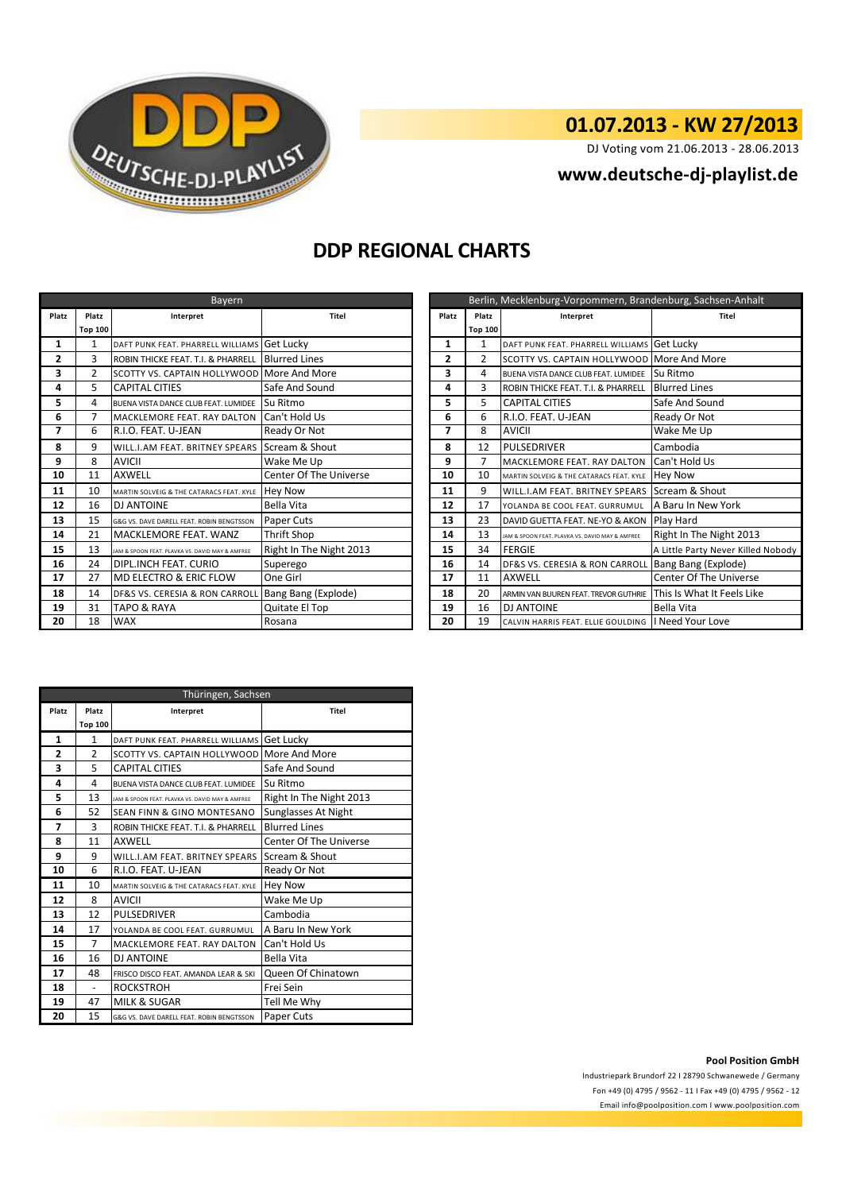# 01.07.2013 - KW 27/2013

DJ Voting vom 21.06.2013 - 28.06.2013

**www.deutsche-dj-playlist.de**

## DDP REGIONAL CHARTS

| Bayern | | | |
|---|---|---|---|
| Platz | Platz Top 100 | Interpret | Titel |
| 1 | 1 | DAFT PUNK FEAT. PHARRELL WILLIAMS | Get Lucky |
| 2 | 3 | ROBIN THICKE FEAT. T.I. & PHARRELL | Blurred Lines |
| 3 | 2 | SCOTTY VS. CAPTAIN HOLLYWOOD | More And More |
| 4 | 5 | CAPITAL CITIES | Safe And Sound |
| 5 | 4 | BUENA VISTA DANCE CLUB FEAT. LUMIDEE | Su Ritmo |
| 6 | 7 | MACKLEMORE FEAT. RAY DALTON | Can't Hold Us |
| 7 | 6 | R.I.O. FEAT. U-JEAN | Ready Or Not |
| 8 | 9 | WILL.I.AM FEAT. BRITNEY SPEARS | Scream & Shout |
| 9 | 8 | AVICII | Wake Me Up |
| 10 | 11 | AXWELL | Center Of The Universe |
| 11 | 10 | MARTIN SOLVEIG & THE CATARACS FEAT. KYLE | Hey Now |
| 12 | 16 | DJ ANTOINE | Bella Vita |
| 13 | 15 | G&G VS. DAVE DARELL FEAT. ROBIN BENGTSSON | Paper Cuts |
| 14 | 21 | MACKLEMORE FEAT. WANZ | Thrift Shop |
| 15 | 13 | JAM & SPOON FEAT. PLAVKA VS. DAVID MAY & AMFREE | Right In The Night 2013 |
| 16 | 24 | DIPL.INCH FEAT. CURIO | Superego |
| 17 | 27 | MD ELECTRO & ERIC FLOW | One Girl |
| 18 | 14 | DF&S VS. CERESIA & RON CARROLL | Bang Bang (Explode) |
| 19 | 31 | TAPO & RAYA | Quitate El Top |
| 20 | 18 | WAX | Rosana |

| Berlin, Mecklenburg-Vorpommern, Brandenburg, Sachsen-Anhalt | | | |
|---|---|---|---|
| Platz | Platz Top 100 | Interpret | Titel |
| 1 | 1 | DAFT PUNK FEAT. PHARRELL WILLIAMS | Get Lucky |
| 2 | 2 | SCOTTY VS. CAPTAIN HOLLYWOOD | More And More |
| 3 | 4 | BUENA VISTA DANCE CLUB FEAT. LUMIDEE | Su Ritmo |
| 4 | 3 | ROBIN THICKE FEAT. T.I. & PHARRELL | Blurred Lines |
| 5 | 5 | CAPITAL CITIES | Safe And Sound |
| 6 | 6 | R.I.O. FEAT. U-JEAN | Ready Or Not |
| 7 | 8 | AVICII | Wake Me Up |
| 8 | 12 | PULSEDRIVER | Cambodia |
| 9 | 7 | MACKLEMORE FEAT. RAY DALTON | Can't Hold Us |
| 10 | 10 | MARTIN SOLVEIG & THE CATARACS FEAT. KYLE | Hey Now |
| 11 | 9 | WILL.I.AM FEAT. BRITNEY SPEARS | Scream & Shout |
| 12 | 17 | YOLANDA BE COOL FEAT. GURRUMUL | A Baru In New York |
| 13 | 23 | DAVID GUETTA FEAT. NE-YO & AKON | Play Hard |
| 14 | 13 | JAM & SPOON FEAT. PLAVKA VS. DAVID MAY & AMFREE | Right In The Night 2013 |
| 15 | 34 | FERGIE | A Little Party Never Killed Nobody |
| 16 | 14 | DF&S VS. CERESIA & RON CARROLL | Bang Bang (Explode) |
| 17 | 11 | AXWELL | Center Of The Universe |
| 18 | 20 | ARMIN VAN BUUREN FEAT. TREVOR GUTHRIE | This Is What It Feels Like |
| 19 | 16 | DJ ANTOINE | Bella Vita |
| 20 | 19 | CALVIN HARRIS FEAT. ELLIE GOULDING | I Need Your Love |

| Thüringen, Sachsen | | | |
|---|---|---|---|
| Platz | Platz Top 100 | Interpret | Titel |
| 1 | 1 | DAFT PUNK FEAT. PHARRELL WILLIAMS | Get Lucky |
| 2 | 2 | SCOTTY VS. CAPTAIN HOLLYWOOD | More And More |
| 3 | 5 | CAPITAL CITIES | Safe And Sound |
| 4 | 4 | BUENA VISTA DANCE CLUB FEAT. LUMIDEE | Su Ritmo |
| 5 | 13 | JAM & SPOON FEAT. PLAVKA VS. DAVID MAY & AMFREE | Right In The Night 2013 |
| 6 | 52 | SEAN FINN & GINO MONTESANO | Sunglasses At Night |
| 7 | 3 | ROBIN THICKE FEAT. T.I. & PHARRELL | Blurred Lines |
| 8 | 11 | AXWELL | Center Of The Universe |
| 9 | 9 | WILL.I.AM FEAT. BRITNEY SPEARS | Scream & Shout |
| 10 | 6 | R.I.O. FEAT. U-JEAN | Ready Or Not |
| 11 | 10 | MARTIN SOLVEIG & THE CATARACS FEAT. KYLE | Hey Now |
| 12 | 8 | AVICII | Wake Me Up |
| 13 | 12 | PULSEDRIVER | Cambodia |
| 14 | 17 | YOLANDA BE COOL FEAT. GURRUMUL | A Baru In New York |
| 15 | 7 | MACKLEMORE FEAT. RAY DALTON | Can't Hold Us |
| 16 | 16 | DJ ANTOINE | Bella Vita |
| 17 | 48 | FRISCO DISCO FEAT. AMANDA LEAR & SKI | Queen Of Chinatown |
| 18 | - | ROCKSTROH | Frei Sein |
| 19 | 47 | MILK & SUGAR | Tell Me Why |
| 20 | 15 | G&G VS. DAVE DARELL FEAT. ROBIN BENGTSSON | Paper Cuts |

**Pool Position GmbH**

Industriepark Brundorf 22 I 28790 Schwanewede / Germany

Fon +49 (0) 4795 / 9562 - 11 I Fax +49 (0) 4795 / 9562 - 12

Email info@poolposition.com I www.poolposition.com